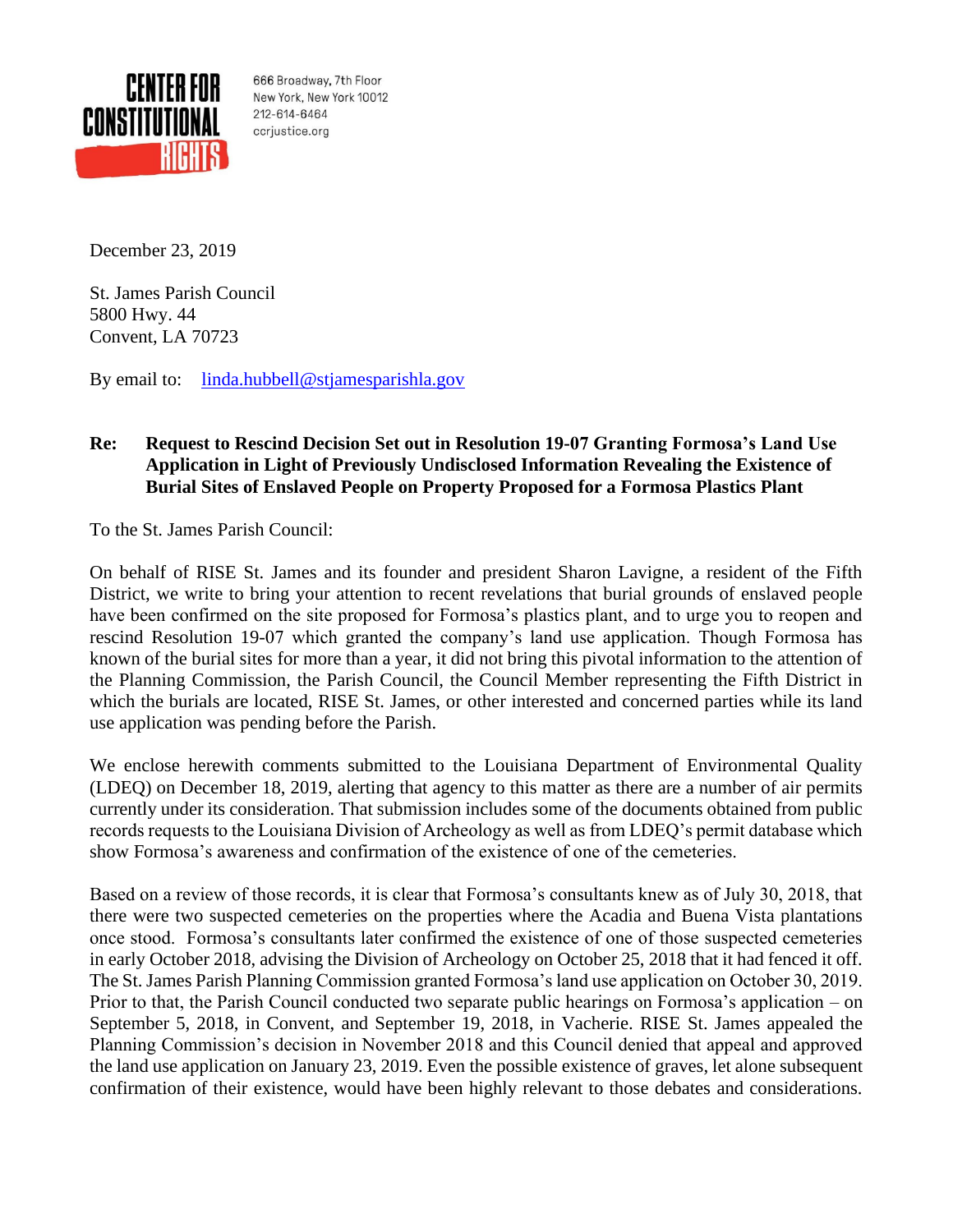CENTER FOR CONSTITUTIONAL RIGHTS

666 Broadway, 7th Floor
New York, New York 10012
212-614-6464
ccrjustice.org

December 23, 2019

St. James Parish Council
5800 Hwy. 44
Convent, LA 70723

By email to: linda.hubbell@stjamesparishla.gov

**Re: Request to Rescind Decision Set out in Resolution 19-07 Granting Formosa's Land Use Application in Light of Previously Undisclosed Information Revealing the Existence of Burial Sites of Enslaved People on Property Proposed for a Formosa Plastics Plant**

To the St. James Parish Council:

On behalf of RISE St. James and its founder and president Sharon Lavigne, a resident of the Fifth District, we write to bring your attention to recent revelations that burial grounds of enslaved people have been confirmed on the site proposed for Formosa's plastics plant, and to urge you to reopen and rescind Resolution 19-07 which granted the company's land use application. Though Formosa has known of the burial sites for more than a year, it did not bring this pivotal information to the attention of the Planning Commission, the Parish Council, the Council Member representing the Fifth District in which the burials are located, RISE St. James, or other interested and concerned parties while its land use application was pending before the Parish.

We enclose herewith comments submitted to the Louisiana Department of Environmental Quality (LDEQ) on December 18, 2019, alerting that agency to this matter as there are a number of air permits currently under its consideration. That submission includes some of the documents obtained from public records requests to the Louisiana Division of Archeology as well as from LDEQ's permit database which show Formosa's awareness and confirmation of the existence of one of the cemeteries.

Based on a review of those records, it is clear that Formosa's consultants knew as of July 30, 2018, that there were two suspected cemeteries on the properties where the Acadia and Buena Vista plantations once stood. Formosa's consultants later confirmed the existence of one of those suspected cemeteries in early October 2018, advising the Division of Archeology on October 25, 2018 that it had fenced it off. The St. James Parish Planning Commission granted Formosa's land use application on October 30, 2019. Prior to that, the Parish Council conducted two separate public hearings on Formosa's application – on September 5, 2018, in Convent, and September 19, 2018, in Vacherie. RISE St. James appealed the Planning Commission's decision in November 2018 and this Council denied that appeal and approved the land use application on January 23, 2019. Even the possible existence of graves, let alone subsequent confirmation of their existence, would have been highly relevant to those debates and considerations.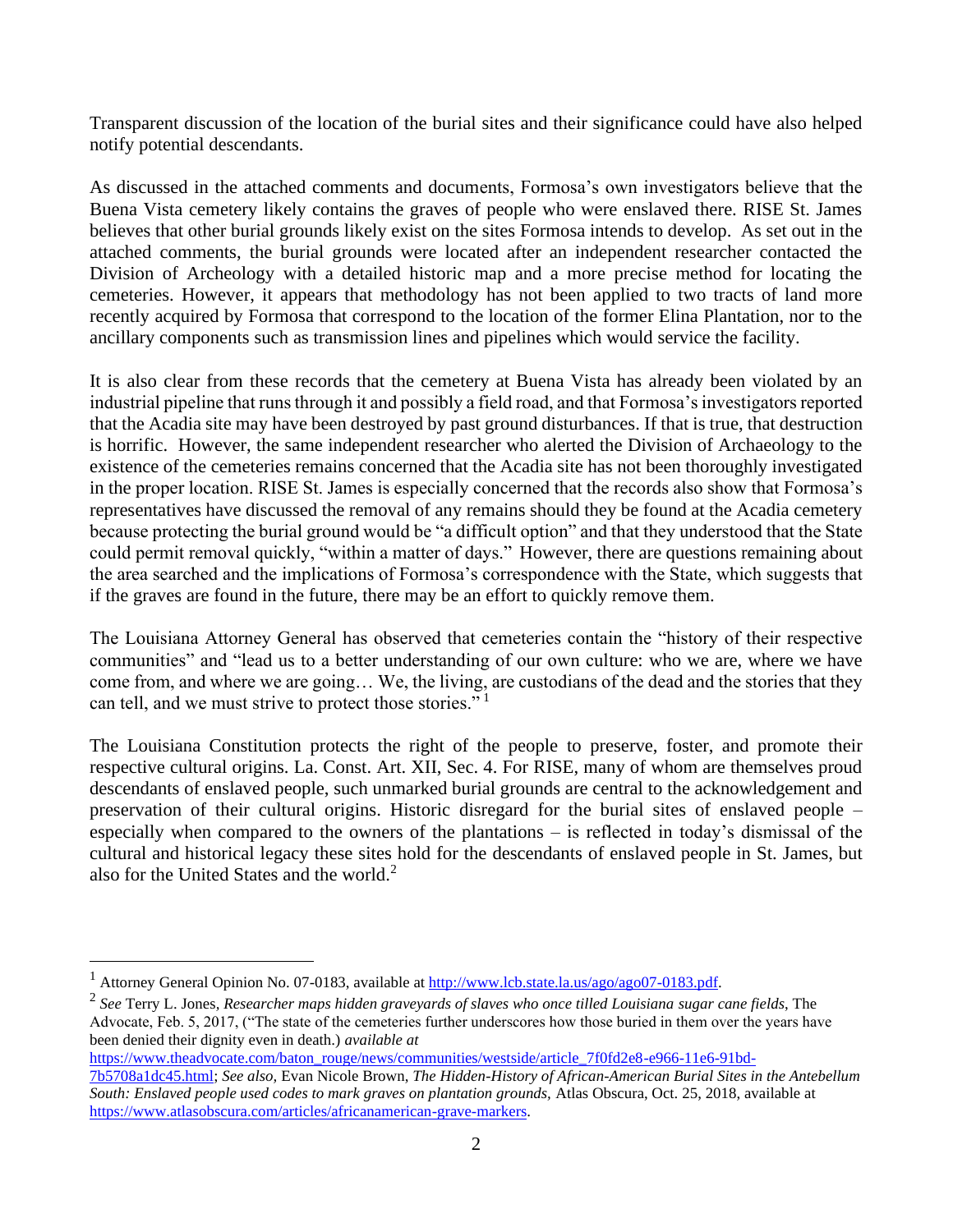Transparent discussion of the location of the burial sites and their significance could have also helped notify potential descendants.

As discussed in the attached comments and documents, Formosa's own investigators believe that the Buena Vista cemetery likely contains the graves of people who were enslaved there. RISE St. James believes that other burial grounds likely exist on the sites Formosa intends to develop. As set out in the attached comments, the burial grounds were located after an independent researcher contacted the Division of Archeology with a detailed historic map and a more precise method for locating the cemeteries. However, it appears that methodology has not been applied to two tracts of land more recently acquired by Formosa that correspond to the location of the former Elina Plantation, nor to the ancillary components such as transmission lines and pipelines which would service the facility.

It is also clear from these records that the cemetery at Buena Vista has already been violated by an industrial pipeline that runs through it and possibly a field road, and that Formosa's investigators reported that the Acadia site may have been destroyed by past ground disturbances. If that is true, that destruction is horrific. However, the same independent researcher who alerted the Division of Archaeology to the existence of the cemeteries remains concerned that the Acadia site has not been thoroughly investigated in the proper location. RISE St. James is especially concerned that the records also show that Formosa's representatives have discussed the removal of any remains should they be found at the Acadia cemetery because protecting the burial ground would be "a difficult option" and that they understood that the State could permit removal quickly, "within a matter of days." However, there are questions remaining about the area searched and the implications of Formosa's correspondence with the State, which suggests that if the graves are found in the future, there may be an effort to quickly remove them.

The Louisiana Attorney General has observed that cemeteries contain the "history of their respective communities" and "lead us to a better understanding of our own culture: who we are, where we have come from, and where we are going… We, the living, are custodians of the dead and the stories that they can tell, and we must strive to protect those stories."[1]

The Louisiana Constitution protects the right of the people to preserve, foster, and promote their respective cultural origins. La. Const. Art. XII, Sec. 4. For RISE, many of whom are themselves proud descendants of enslaved people, such unmarked burial grounds are central to the acknowledgement and preservation of their cultural origins. Historic disregard for the burial sites of enslaved people – especially when compared to the owners of the plantations – is reflected in today's dismissal of the cultural and historical legacy these sites hold for the descendants of enslaved people in St. James, but also for the United States and the world.[2]

---

[1] Attorney General Opinion No. 07-0183, available at http://www.lcb.state.la.us/ago/ago07-0183.pdf.

[2] *See* Terry L. Jones, *Researcher maps hidden graveyards of slaves who once tilled Louisiana sugar cane fields*, The Advocate, Feb. 5, 2017, ("The state of the cemeteries further underscores how those buried in them over the years have been denied their dignity even in death.) *available at* https://www.theadvocate.com/baton_rouge/news/communities/westside/article_7f0fd2e8-e966-11e6-91bd-7b5708a1dc45.html; *See also*, Evan Nicole Brown, *The Hidden-History of African-American Burial Sites in the Antebellum South: Enslaved people used codes to mark graves on plantation grounds,* Atlas Obscura, Oct. 25, 2018, available at https://www.atlasobscura.com/articles/africanamerican-grave-markers.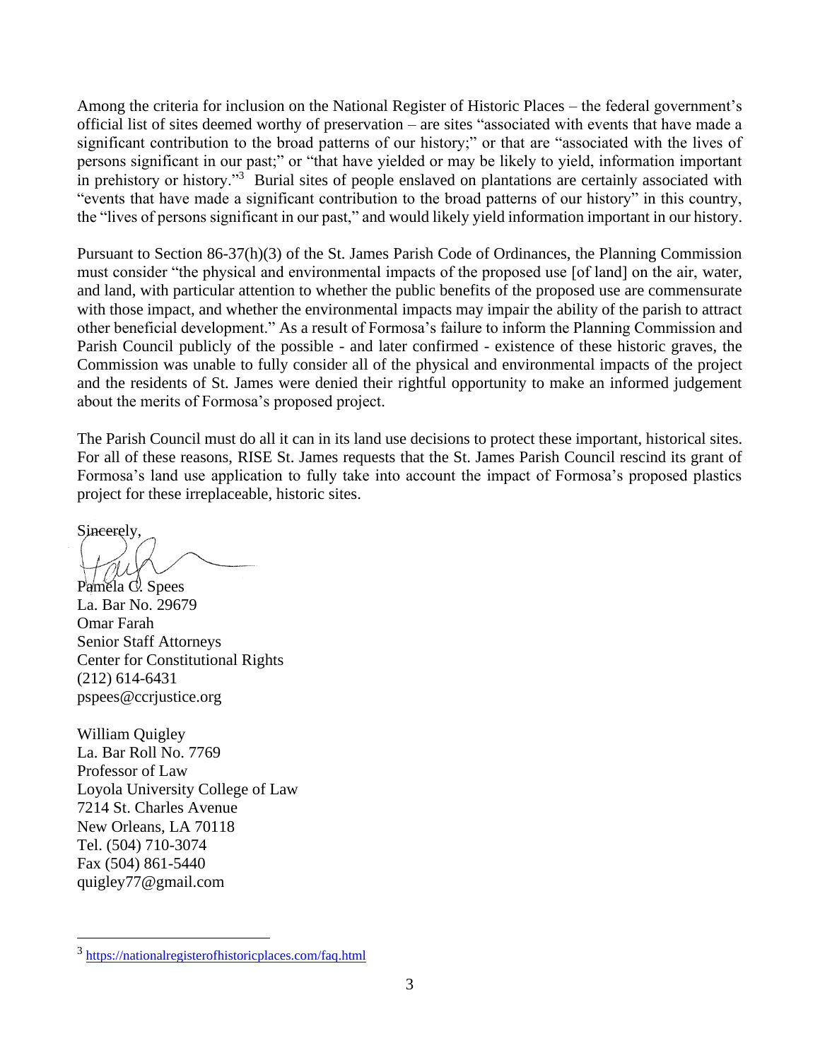Among the criteria for inclusion on the National Register of Historic Places – the federal government's official list of sites deemed worthy of preservation – are sites "associated with events that have made a significant contribution to the broad patterns of our history;" or that are "associated with the lives of persons significant in our past;" or "that have yielded or may be likely to yield, information important in prehistory or history."[3] Burial sites of people enslaved on plantations are certainly associated with "events that have made a significant contribution to the broad patterns of our history" in this country, the "lives of persons significant in our past," and would likely yield information important in our history.

Pursuant to Section 86-37(h)(3) of the St. James Parish Code of Ordinances, the Planning Commission must consider "the physical and environmental impacts of the proposed use [of land] on the air, water, and land, with particular attention to whether the public benefits of the proposed use are commensurate with those impact, and whether the environmental impacts may impair the ability of the parish to attract other beneficial development." As a result of Formosa's failure to inform the Planning Commission and Parish Council publicly of the possible - and later confirmed - existence of these historic graves, the Commission was unable to fully consider all of the physical and environmental impacts of the project and the residents of St. James were denied their rightful opportunity to make an informed judgement about the merits of Formosa's proposed project.

The Parish Council must do all it can in its land use decisions to protect these important, historical sites. For all of these reasons, RISE St. James requests that the St. James Parish Council rescind its grant of Formosa's land use application to fully take into account the impact of Formosa's proposed plastics project for these irreplaceable, historic sites.

Sincerely,

Pamela C. Spees
La. Bar No. 29679
Omar Farah
Senior Staff Attorneys
Center for Constitutional Rights
(212) 614-6431
pspees@ccrjustice.org

William Quigley
La. Bar Roll No. 7769
Professor of Law
Loyola University College of Law
7214 St. Charles Avenue
New Orleans, LA 70118
Tel. (504) 710-3074
Fax (504) 861-5440
quigley77@gmail.com

---

[3] https://nationalregisterofhistoricplaces.com/faq.html